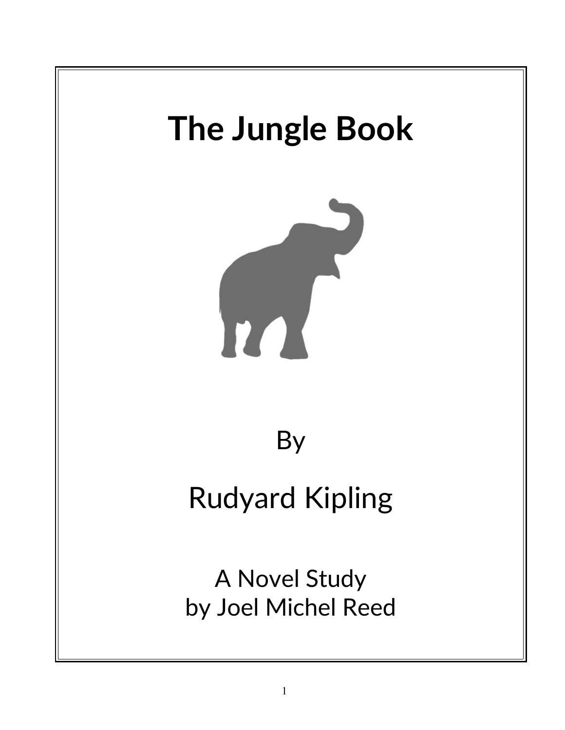# The Jungle Book

By

Rudyard Kipling

A Novel Study
by Joel Michel Reed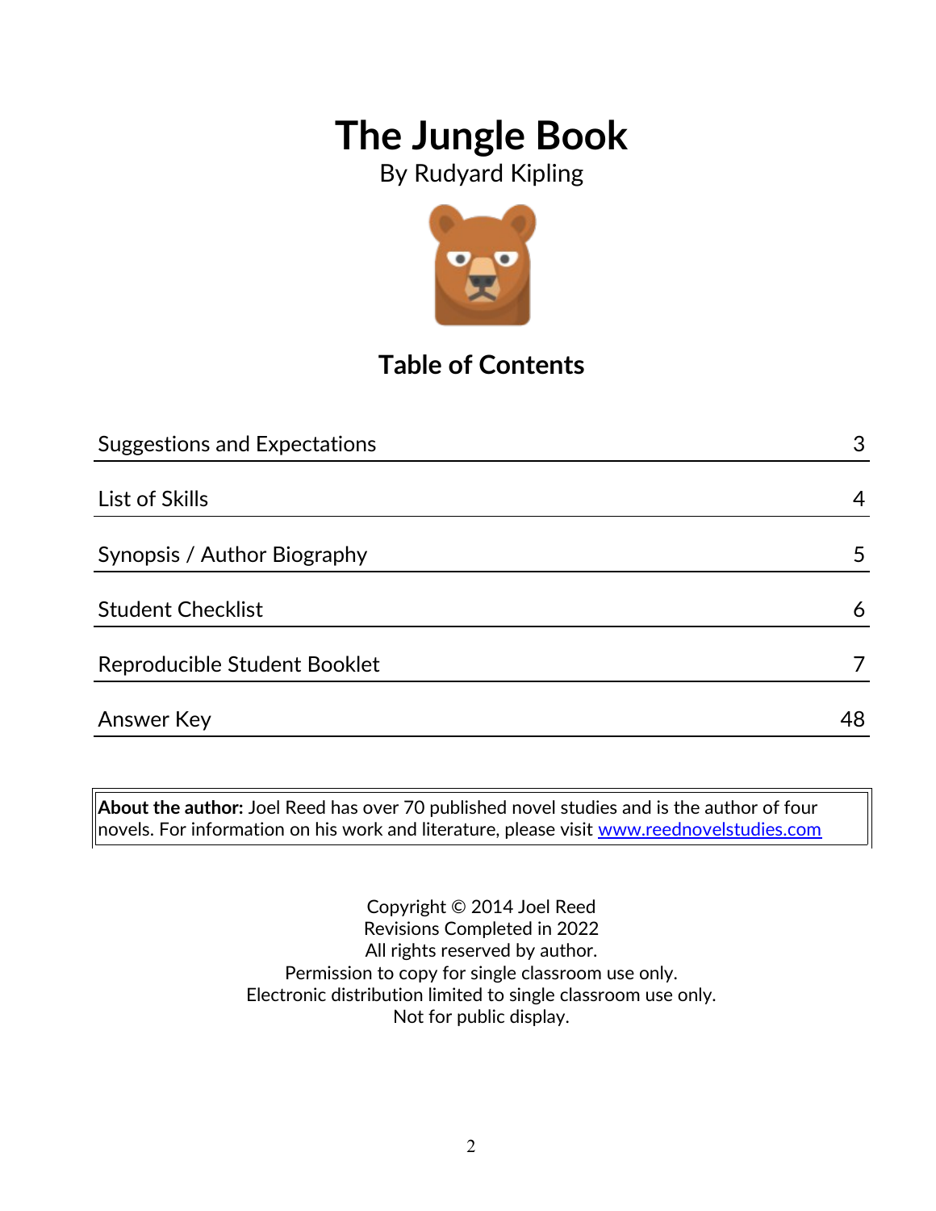# The Jungle Book

By Rudyard Kipling

## Table of Contents

| | |
|---|---|
| Suggestions and Expectations | 3 |
| List of Skills | 4 |
| Synopsis / Author Biography | 5 |
| Student Checklist | 6 |
| Reproducible Student Booklet | 7 |
| Answer Key | 48 |

**About the author:** Joel Reed has over 70 published novel studies and is the author of four novels. For information on his work and literature, please visit www.reednovelstudies.com

Copyright © 2014 Joel Reed
Revisions Completed in 2022
All rights reserved by author.
Permission to copy for single classroom use only.
Electronic distribution limited to single classroom use only.
Not for public display.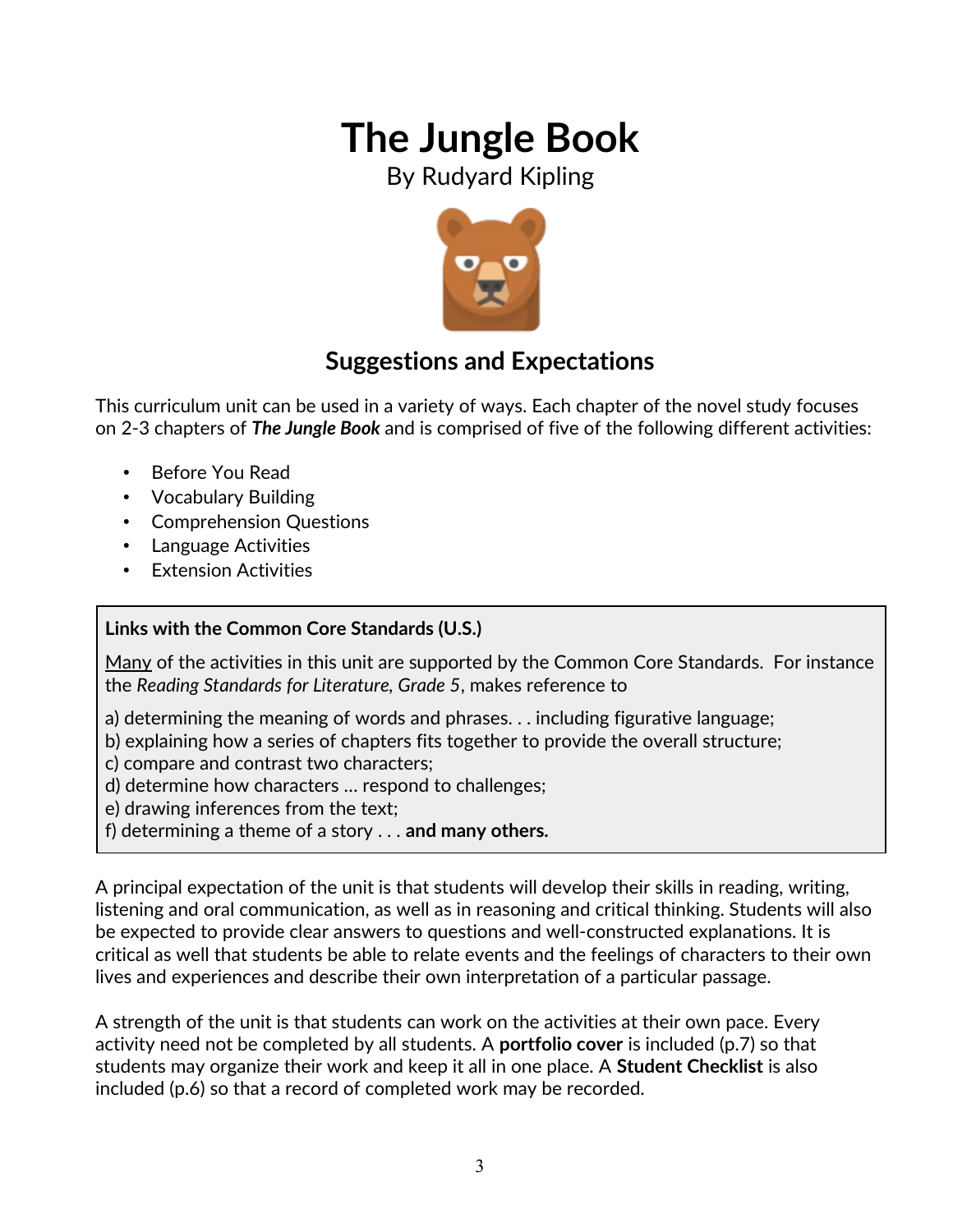# The Jungle Book

By Rudyard Kipling

## Suggestions and Expectations

This curriculum unit can be used in a variety of ways. Each chapter of the novel study focuses on 2-3 chapters of ***The Jungle Book*** and is comprised of five of the following different activities:

- Before You Read
- Vocabulary Building
- Comprehension Questions
- Language Activities
- Extension Activities

**Links with the Common Core Standards (U.S.)**

Many of the activities in this unit are supported by the Common Core Standards. For instance the *Reading Standards for Literature, Grade 5*, makes reference to

a) determining the meaning of words and phrases. . . including figurative language;
b) explaining how a series of chapters fits together to provide the overall structure;
c) compare and contrast two characters;
d) determine how characters … respond to challenges;
e) drawing inferences from the text;
f) determining a theme of a story . . . **and many others.**

A principal expectation of the unit is that students will develop their skills in reading, writing, listening and oral communication, as well as in reasoning and critical thinking. Students will also be expected to provide clear answers to questions and well-constructed explanations. It is critical as well that students be able to relate events and the feelings of characters to their own lives and experiences and describe their own interpretation of a particular passage.

A strength of the unit is that students can work on the activities at their own pace. Every activity need not be completed by all students. A **portfolio cover** is included (p.7) so that students may organize their work and keep it all in one place. A **Student Checklist** is also included (p.6) so that a record of completed work may be recorded.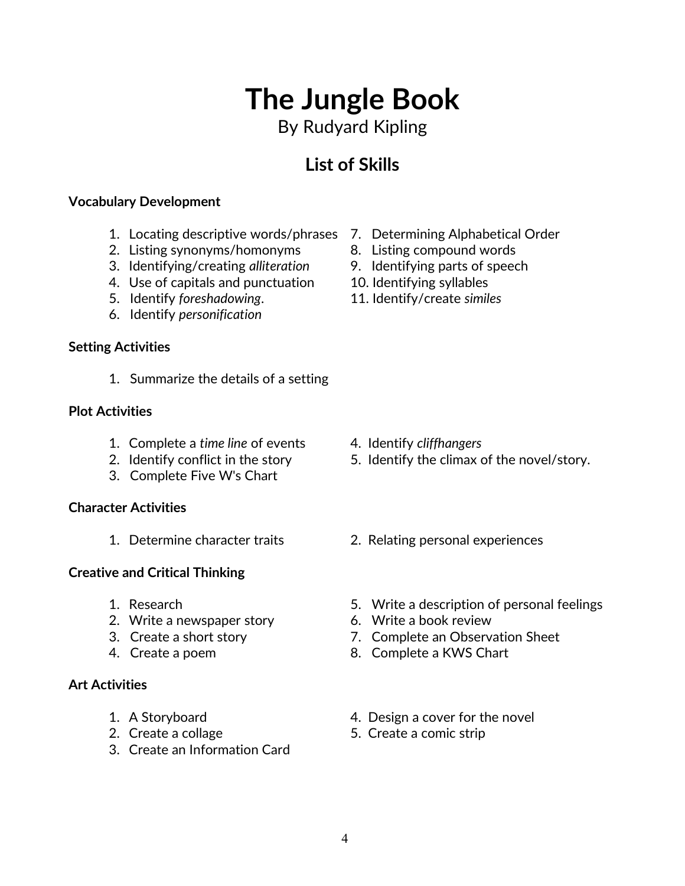# The Jungle Book

By Rudyard Kipling

## List of Skills

**Vocabulary Development**

1. Locating descriptive words/phrases
2. Listing synonyms/homonyms
3. Identifying/creating *alliteration*
4. Use of capitals and punctuation
5. Identify *foreshadowing*.
6. Identify *personification*
7. Determining Alphabetical Order
8. Listing compound words
9. Identifying parts of speech
10. Identifying syllables
11. Identify/create *similes*

**Setting Activities**

1. Summarize the details of a setting

**Plot Activities**

1. Complete a *time line* of events
2. Identify conflict in the story
3. Complete Five W's Chart
4. Identify *cliffhangers*
5. Identify the climax of the novel/story.

**Character Activities**

1. Determine character traits
2. Relating personal experiences

**Creative and Critical Thinking**

1. Research
2. Write a newspaper story
3. Create a short story
4. Create a poem
5. Write a description of personal feelings
6. Write a book review
7. Complete an Observation Sheet
8. Complete a KWS Chart

**Art Activities**

1. A Storyboard
2. Create a collage
3. Create an Information Card
4. Design a cover for the novel
5. Create a comic strip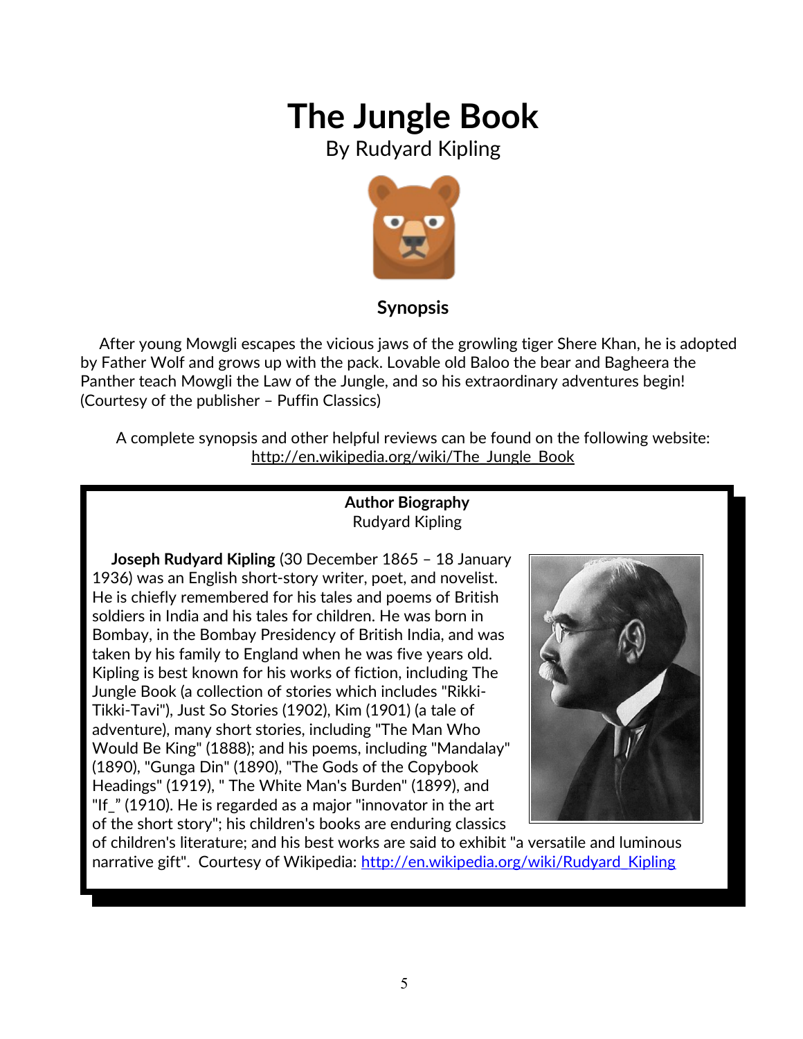# The Jungle Book

By Rudyard Kipling

### Synopsis

After young Mowgli escapes the vicious jaws of the growling tiger Shere Khan, he is adopted by Father Wolf and grows up with the pack. Lovable old Baloo the bear and Bagheera the Panther teach Mowgli the Law of the Jungle, and so his extraordinary adventures begin! (Courtesy of the publisher – Puffin Classics)

A complete synopsis and other helpful reviews can be found on the following website: http://en.wikipedia.org/wiki/The_Jungle_Book

**Author Biography**

Rudyard Kipling

**Joseph Rudyard Kipling** (30 December 1865 – 18 January 1936) was an English short-story writer, poet, and novelist. He is chiefly remembered for his tales and poems of British soldiers in India and his tales for children. He was born in Bombay, in the Bombay Presidency of British India, and was taken by his family to England when he was five years old. Kipling is best known for his works of fiction, including The Jungle Book (a collection of stories which includes "Rikki-Tikki-Tavi"), Just So Stories (1902), Kim (1901) (a tale of adventure), many short stories, including "The Man Who Would Be King" (1888); and his poems, including "Mandalay" (1890), "Gunga Din" (1890), "The Gods of the Copybook Headings" (1919), " The White Man's Burden" (1899), and "If_" (1910). He is regarded as a major "innovator in the art of the short story"; his children's books are enduring classics of children's literature; and his best works are said to exhibit "a versatile and luminous narrative gift". Courtesy of Wikipedia: http://en.wikipedia.org/wiki/Rudyard_Kipling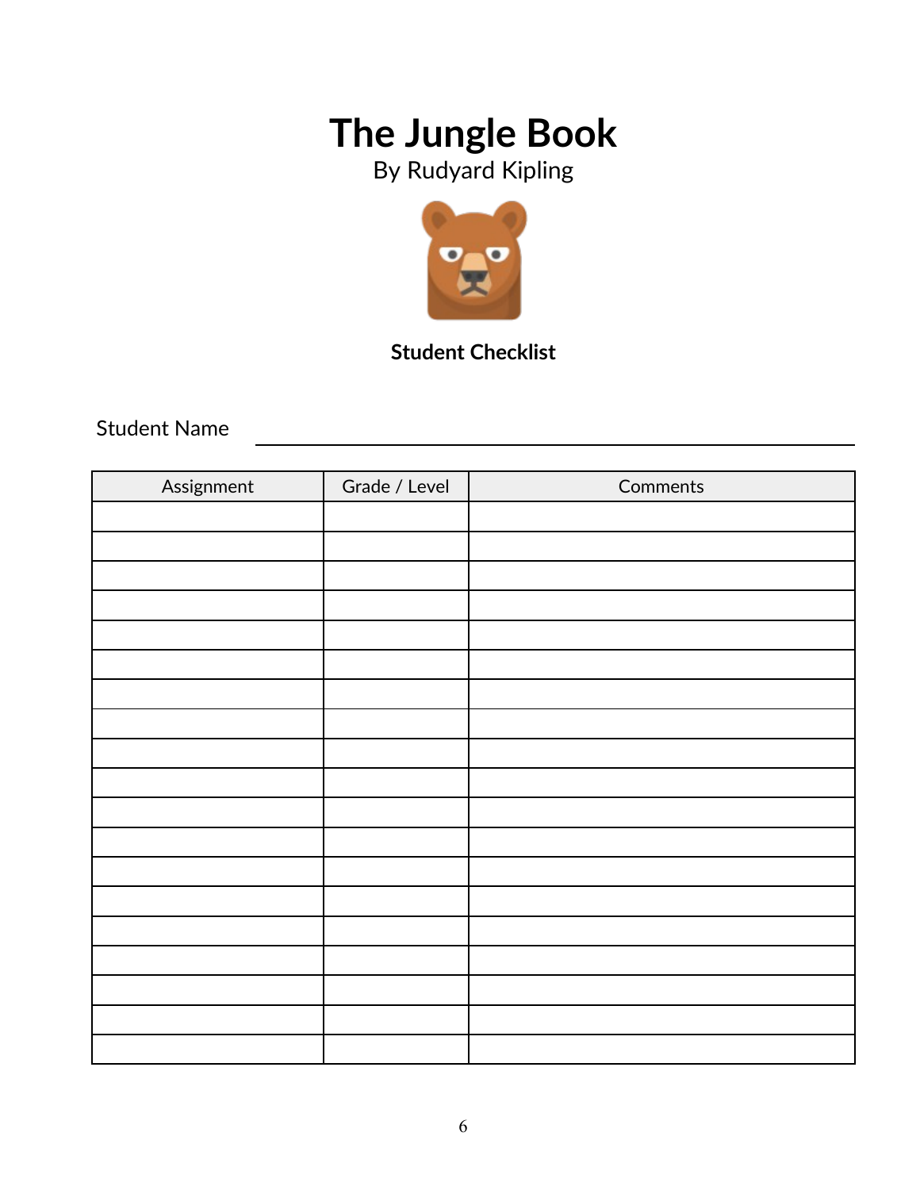# The Jungle Book

By Rudyard Kipling

**Student Checklist**

Student Name ___________________________________________

| Assignment | Grade / Level | Comments |
|---|---|---|
| | | |
| | | |
| | | |
| | | |
| | | |
| | | |
| | | |
| | | |
| | | |
| | | |
| | | |
| | | |
| | | |
| | | |
| | | |
| | | |
| | | |
| | | |
| | | |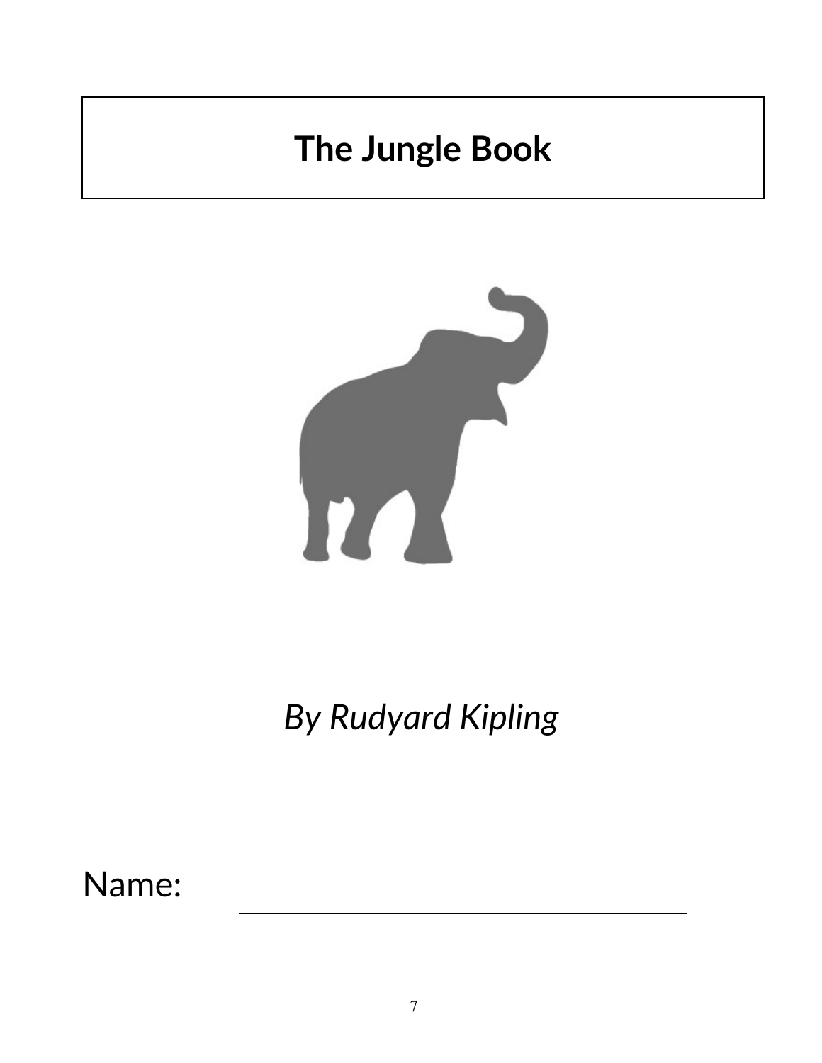# The Jungle Book

*By Rudyard Kipling*

Name: ______________________________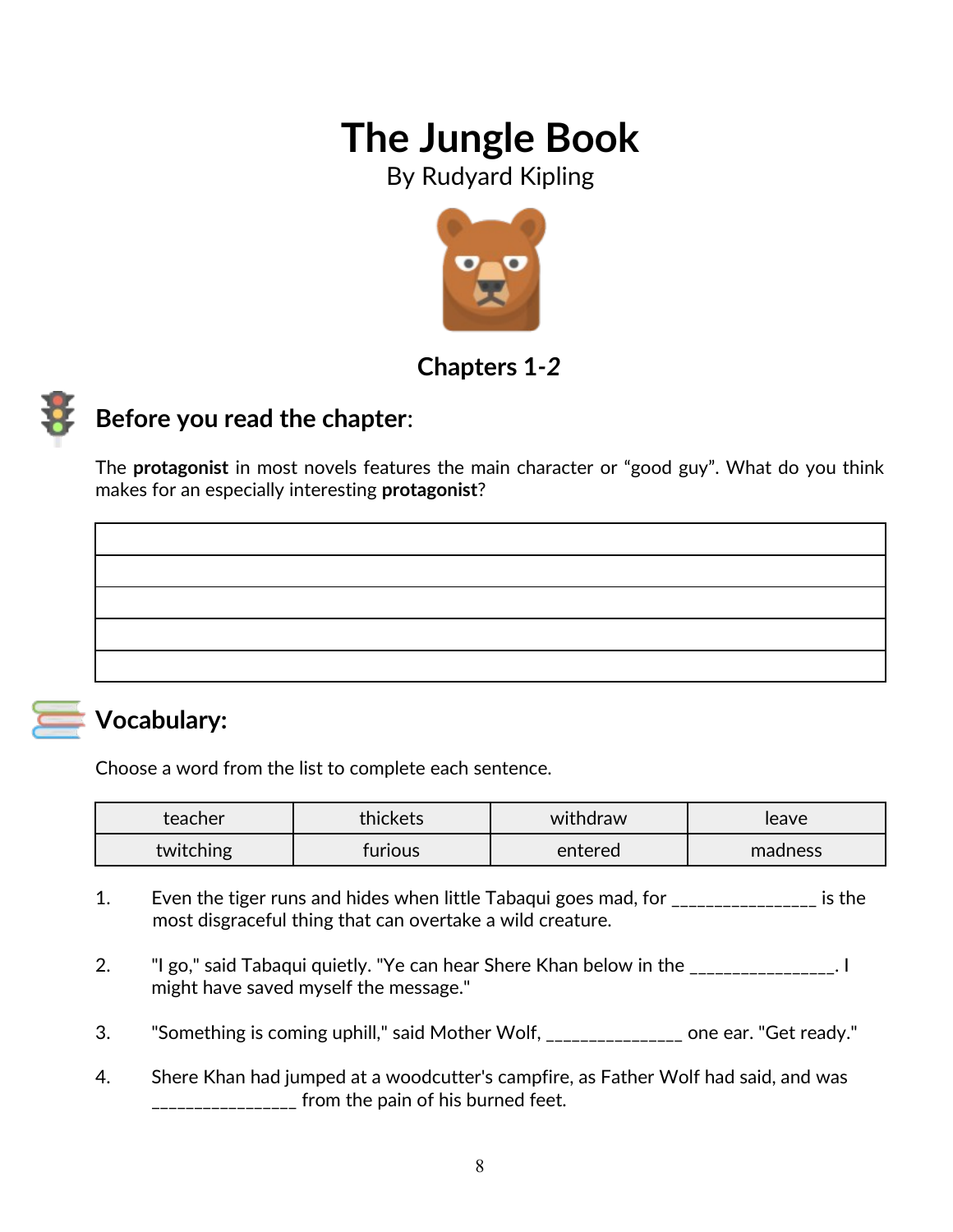# The Jungle Book

By Rudyard Kipling

### Chapters 1-*2*

## Before you read the chapter:

The **protagonist** in most novels features the main character or "good guy". What do you think makes for an especially interesting **protagonist**?

| |
|---|
| |
| |
| |
| |

## Vocabulary:

Choose a word from the list to complete each sentence.

| teacher | thickets | withdraw | leave |
|---|---|---|---|
| twitching | furious | entered | madness |

1. Even the tiger runs and hides when little Tabaqui goes mad, for ________________ is the most disgraceful thing that can overtake a wild creature.

2. "I go," said Tabaqui quietly. "Ye can hear Shere Khan below in the ________________. I might have saved myself the message."

3. "Something is coming uphill," said Mother Wolf, _______________ one ear. "Get ready."

4. Shere Khan had jumped at a woodcutter's campfire, as Father Wolf had said, and was ________________ from the pain of his burned feet.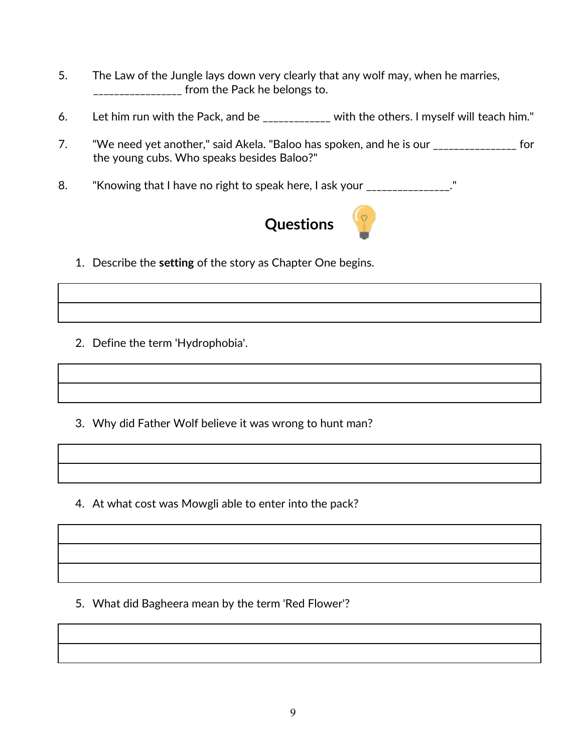5. The Law of the Jungle lays down very clearly that any wolf may, when he marries, _________________ from the Pack he belongs to.

6. Let him run with the Pack, and be ____________ with the others. I myself will teach him."

7. "We need yet another," said Akela. "Baloo has spoken, and he is our _______________ for the young cubs. Who speaks besides Baloo?"

8. "Knowing that I have no right to speak here, I ask your _______________."

## Questions

1. Describe the **setting** of the story as Chapter One begins.

| |
|---|
| |

2. Define the term 'Hydrophobia'.

| |
|---|
| |

3. Why did Father Wolf believe it was wrong to hunt man?

| |
|---|
| |

4. At what cost was Mowgli able to enter into the pack?

| |
|---|
| |
| |

5. What did Bagheera mean by the term 'Red Flower'?

| |
|---|
| |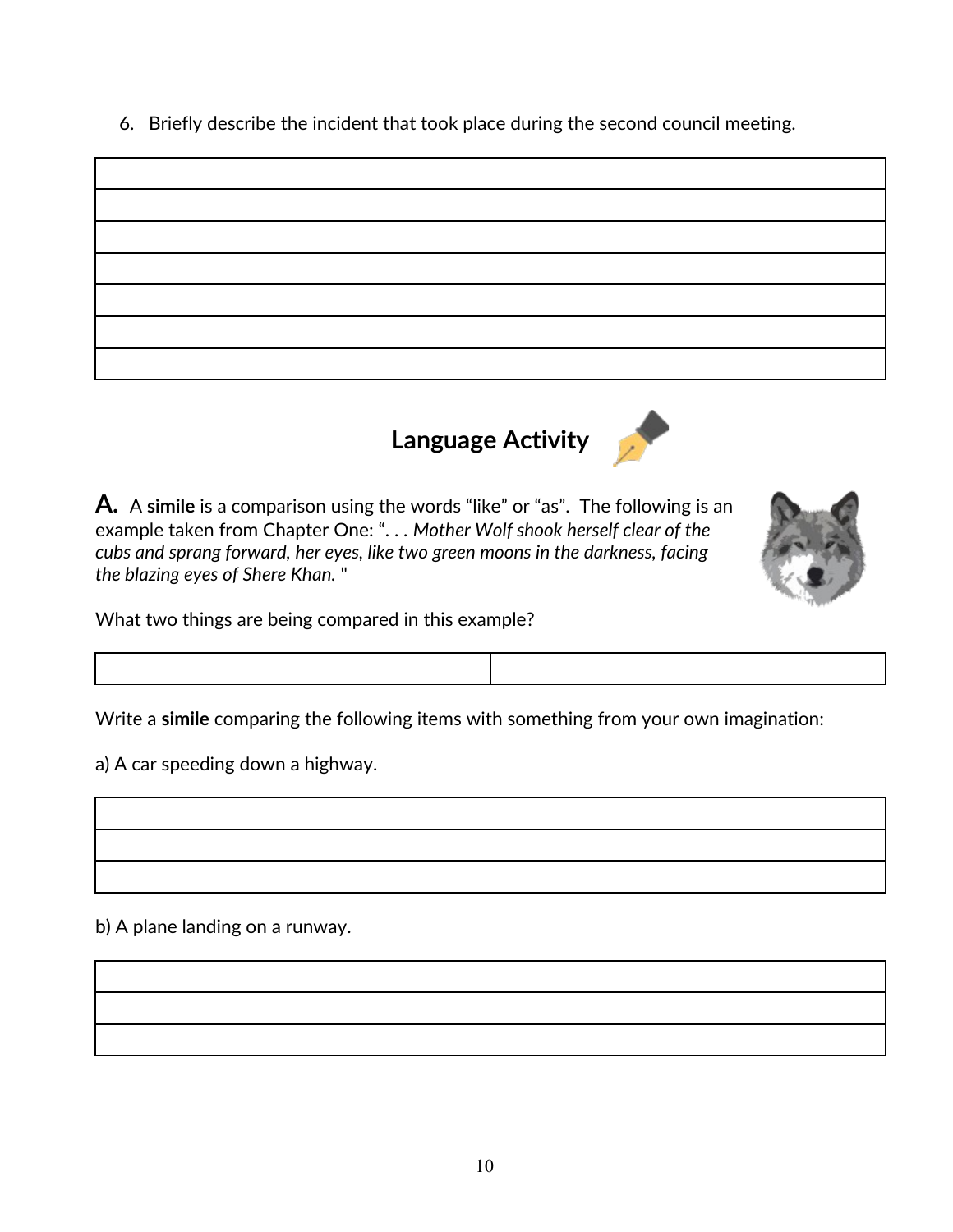6. Briefly describe the incident that took place during the second council meeting.

| |
|---|
| |
| |
| |
| |
| |
| |

## Language Activity

**A.** A **simile** is a comparison using the words "like" or "as". The following is an example taken from Chapter One: ". . . *Mother Wolf shook herself clear of the cubs and sprang forward, her eyes, like two green moons in the darkness, facing the blazing eyes of Shere Khan.* "

What two things are being compared in this example?

| | |
|---|---|
| | |

Write a **simile** comparing the following items with something from your own imagination:

a) A car speeding down a highway.

| |
|---|
| |
| |
| |

b) A plane landing on a runway.

| |
|---|
| |
| |
| |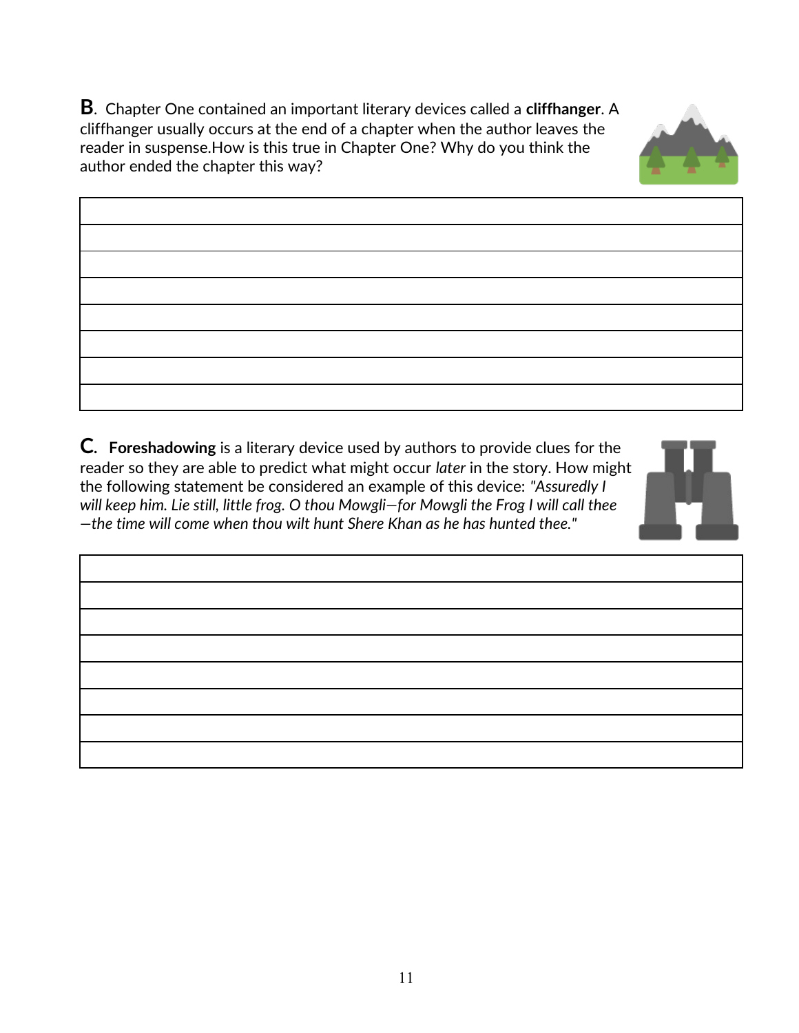**B**. Chapter One contained an important literary devices called a **cliffhanger**. A cliffhanger usually occurs at the end of a chapter when the author leaves the reader in suspense.How is this true in Chapter One? Why do you think the author ended the chapter this way?

|   |
|---|
|   |
|   |
|   |
|   |
|   |
|   |
|   |

**C**. **Foreshadowing** is a literary device used by authors to provide clues for the reader so they are able to predict what might occur *later* in the story. How might the following statement be considered an example of this device: *"Assuredly I will keep him. Lie still, little frog. O thou Mowgli—for Mowgli the Frog I will call thee—the time will come when thou wilt hunt Shere Khan as he has hunted thee."*

|   |
|---|
|   |
|   |
|   |
|   |
|   |
|   |
|   |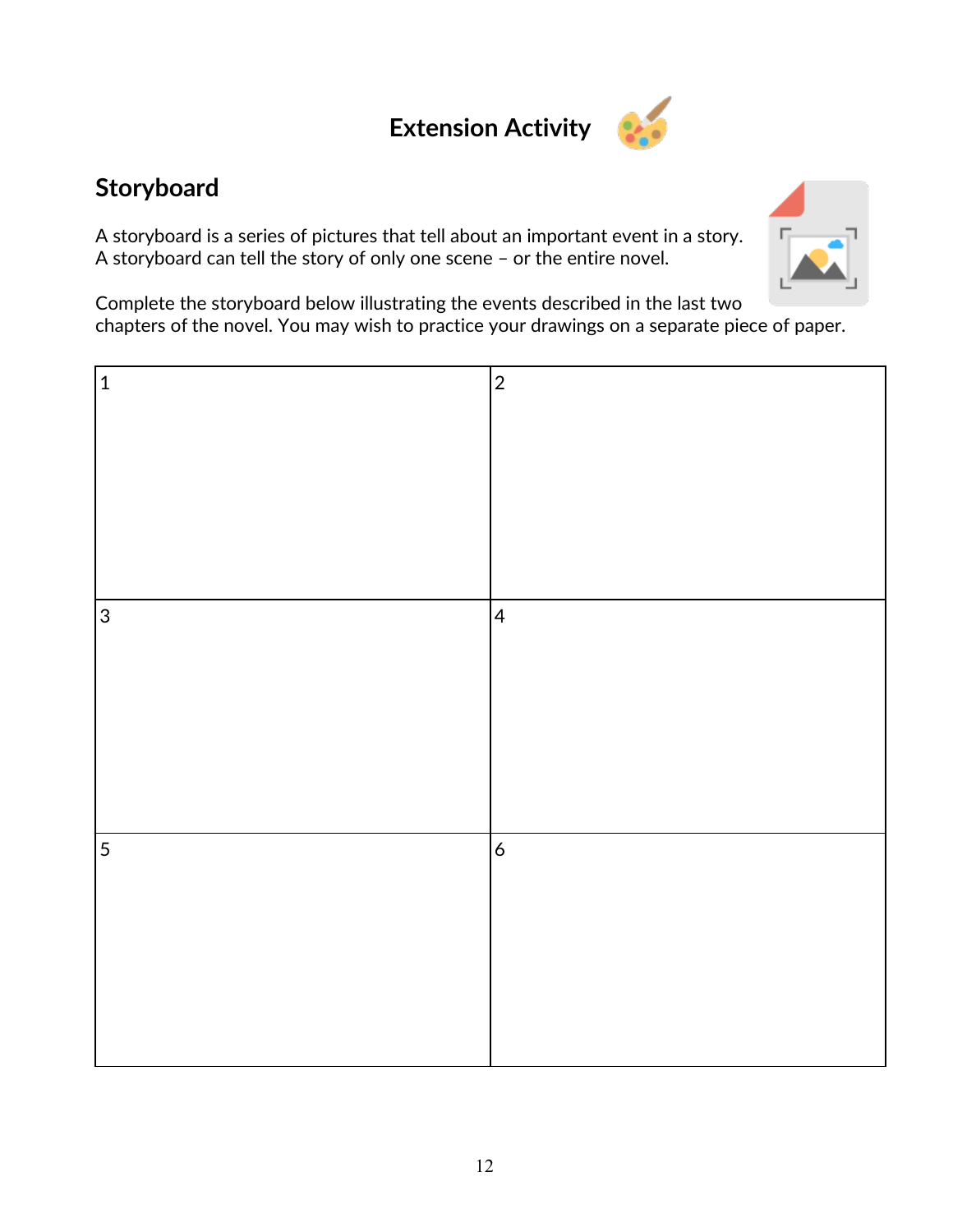# Extension Activity

## Storyboard

A storyboard is a series of pictures that tell about an important event in a story. A storyboard can tell the story of only one scene – or the entire novel.

Complete the storyboard below illustrating the events described in the last two chapters of the novel. You may wish to practice your drawings on a separate piece of paper.

| | |
|---|---|
| 1 | 2 |
| 3 | 4 |
| 5 | 6 |